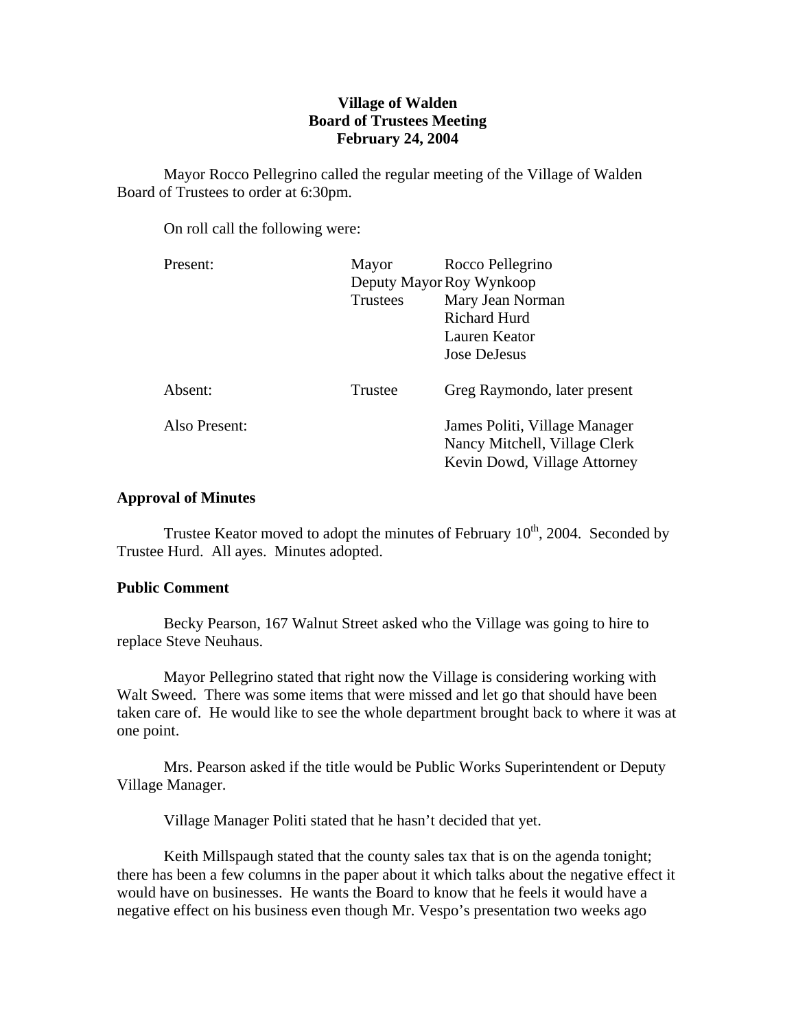**Village of Walden**
**Board of Trustees Meeting**
**February 24, 2004**

Mayor Rocco Pellegrino called the regular meeting of the Village of Walden Board of Trustees to order at 6:30pm.

On roll call the following were:

| | | |
|---|---|---|
| Present: | Mayor | Rocco Pellegrino |
| | Deputy Mayor | Roy Wynkoop |
| | Trustees | Mary Jean Norman |
| | | Richard Hurd |
| | | Lauren Keator |
| | | Jose DeJesus |
| Absent: | Trustee | Greg Raymondo, later present |
| Also Present: | | James Politi, Village Manager |
| | | Nancy Mitchell, Village Clerk |
| | | Kevin Dowd, Village Attorney |

### Approval of Minutes

Trustee Keator moved to adopt the minutes of February 10th, 2004. Seconded by Trustee Hurd. All ayes. Minutes adopted.

### Public Comment

Becky Pearson, 167 Walnut Street asked who the Village was going to hire to replace Steve Neuhaus.

Mayor Pellegrino stated that right now the Village is considering working with Walt Sweed. There was some items that were missed and let go that should have been taken care of. He would like to see the whole department brought back to where it was at one point.

Mrs. Pearson asked if the title would be Public Works Superintendent or Deputy Village Manager.

Village Manager Politi stated that he hasn't decided that yet.

Keith Millspaugh stated that the county sales tax that is on the agenda tonight; there has been a few columns in the paper about it which talks about the negative effect it would have on businesses. He wants the Board to know that he feels it would have a negative effect on his business even though Mr. Vespo's presentation two weeks ago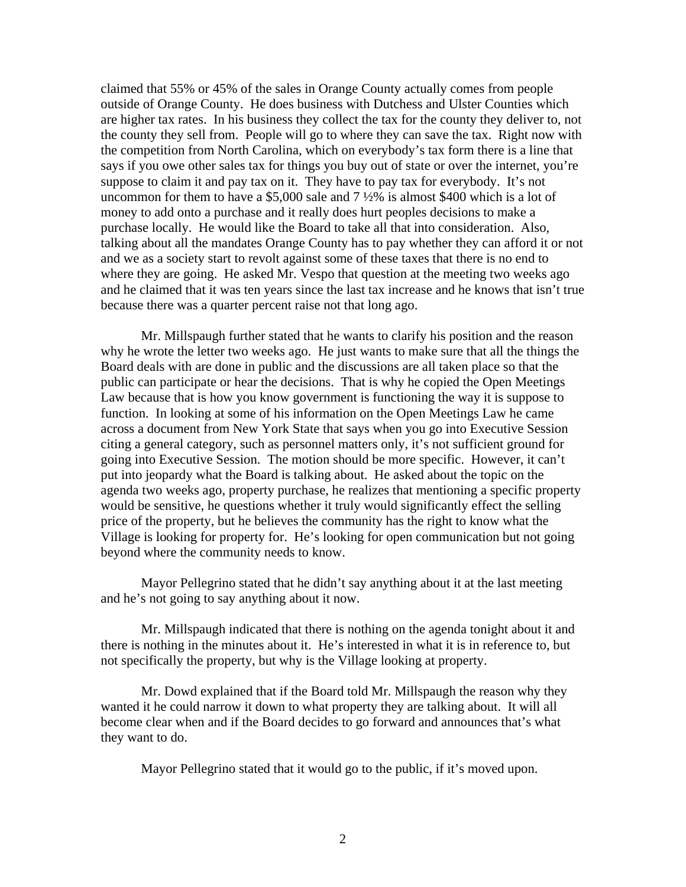claimed that 55% or 45% of the sales in Orange County actually comes from people outside of Orange County. He does business with Dutchess and Ulster Counties which are higher tax rates. In his business they collect the tax for the county they deliver to, not the county they sell from. People will go to where they can save the tax. Right now with the competition from North Carolina, which on everybody's tax form there is a line that says if you owe other sales tax for things you buy out of state or over the internet, you're suppose to claim it and pay tax on it. They have to pay tax for everybody. It's not uncommon for them to have a \$5,000 sale and 7 ½% is almost \$400 which is a lot of money to add onto a purchase and it really does hurt peoples decisions to make a purchase locally. He would like the Board to take all that into consideration. Also, talking about all the mandates Orange County has to pay whether they can afford it or not and we as a society start to revolt against some of these taxes that there is no end to where they are going. He asked Mr. Vespo that question at the meeting two weeks ago and he claimed that it was ten years since the last tax increase and he knows that isn't true because there was a quarter percent raise not that long ago.

Mr. Millspaugh further stated that he wants to clarify his position and the reason why he wrote the letter two weeks ago. He just wants to make sure that all the things the Board deals with are done in public and the discussions are all taken place so that the public can participate or hear the decisions. That is why he copied the Open Meetings Law because that is how you know government is functioning the way it is suppose to function. In looking at some of his information on the Open Meetings Law he came across a document from New York State that says when you go into Executive Session citing a general category, such as personnel matters only, it's not sufficient ground for going into Executive Session. The motion should be more specific. However, it can't put into jeopardy what the Board is talking about. He asked about the topic on the agenda two weeks ago, property purchase, he realizes that mentioning a specific property would be sensitive, he questions whether it truly would significantly effect the selling price of the property, but he believes the community has the right to know what the Village is looking for property for. He's looking for open communication but not going beyond where the community needs to know.

Mayor Pellegrino stated that he didn't say anything about it at the last meeting and he's not going to say anything about it now.

Mr. Millspaugh indicated that there is nothing on the agenda tonight about it and there is nothing in the minutes about it. He's interested in what it is in reference to, but not specifically the property, but why is the Village looking at property.

Mr. Dowd explained that if the Board told Mr. Millspaugh the reason why they wanted it he could narrow it down to what property they are talking about. It will all become clear when and if the Board decides to go forward and announces that's what they want to do.

Mayor Pellegrino stated that it would go to the public, if it's moved upon.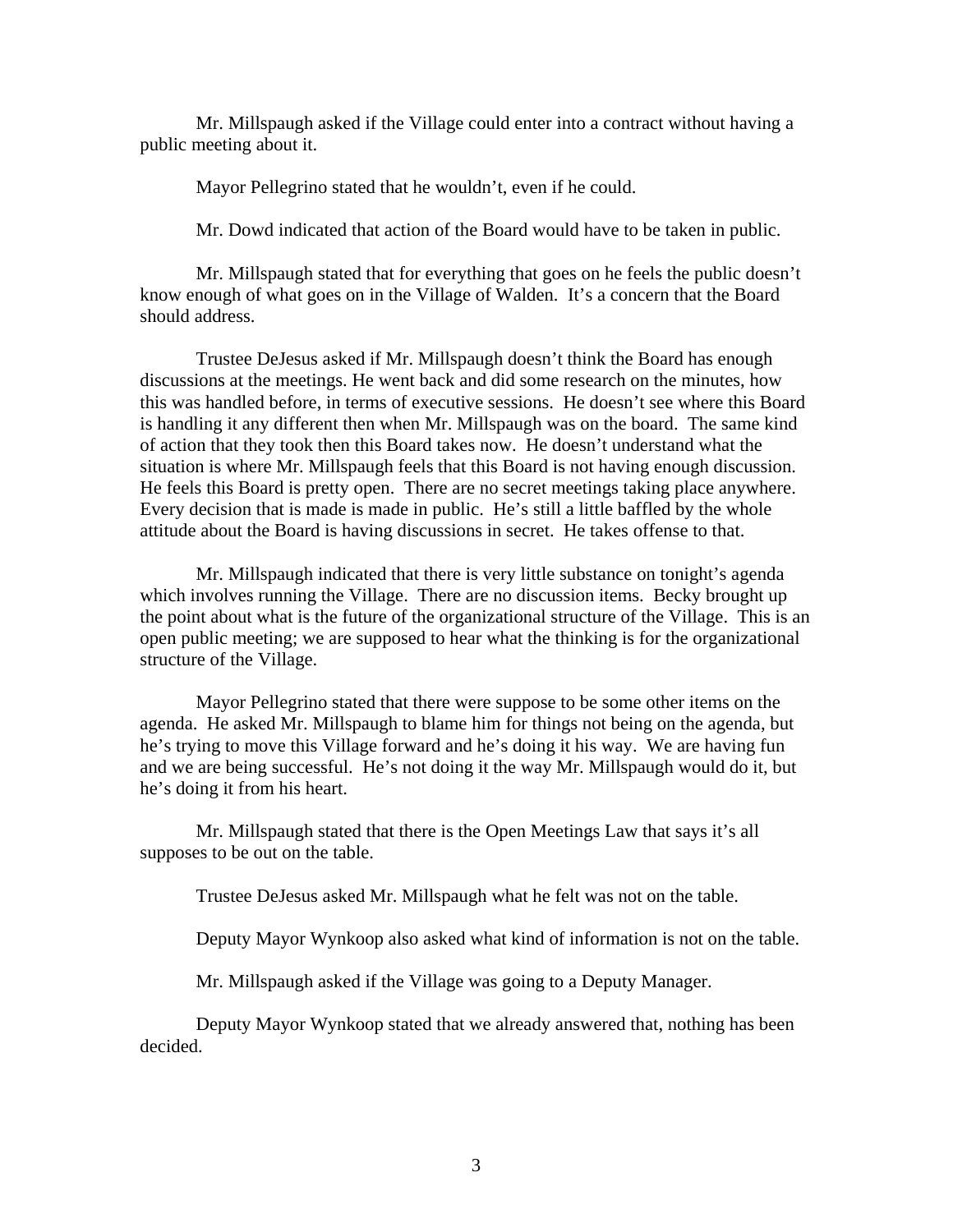Mr. Millspaugh asked if the Village could enter into a contract without having a public meeting about it.

Mayor Pellegrino stated that he wouldn't, even if he could.

Mr. Dowd indicated that action of the Board would have to be taken in public.

Mr. Millspaugh stated that for everything that goes on he feels the public doesn't know enough of what goes on in the Village of Walden. It's a concern that the Board should address.

Trustee DeJesus asked if Mr. Millspaugh doesn't think the Board has enough discussions at the meetings. He went back and did some research on the minutes, how this was handled before, in terms of executive sessions. He doesn't see where this Board is handling it any different then when Mr. Millspaugh was on the board. The same kind of action that they took then this Board takes now. He doesn't understand what the situation is where Mr. Millspaugh feels that this Board is not having enough discussion. He feels this Board is pretty open. There are no secret meetings taking place anywhere. Every decision that is made is made in public. He's still a little baffled by the whole attitude about the Board is having discussions in secret. He takes offense to that.

Mr. Millspaugh indicated that there is very little substance on tonight's agenda which involves running the Village. There are no discussion items. Becky brought up the point about what is the future of the organizational structure of the Village. This is an open public meeting; we are supposed to hear what the thinking is for the organizational structure of the Village.

Mayor Pellegrino stated that there were suppose to be some other items on the agenda. He asked Mr. Millspaugh to blame him for things not being on the agenda, but he's trying to move this Village forward and he's doing it his way. We are having fun and we are being successful. He's not doing it the way Mr. Millspaugh would do it, but he's doing it from his heart.

Mr. Millspaugh stated that there is the Open Meetings Law that says it's all supposes to be out on the table.

Trustee DeJesus asked Mr. Millspaugh what he felt was not on the table.

Deputy Mayor Wynkoop also asked what kind of information is not on the table.

Mr. Millspaugh asked if the Village was going to a Deputy Manager.

Deputy Mayor Wynkoop stated that we already answered that, nothing has been decided.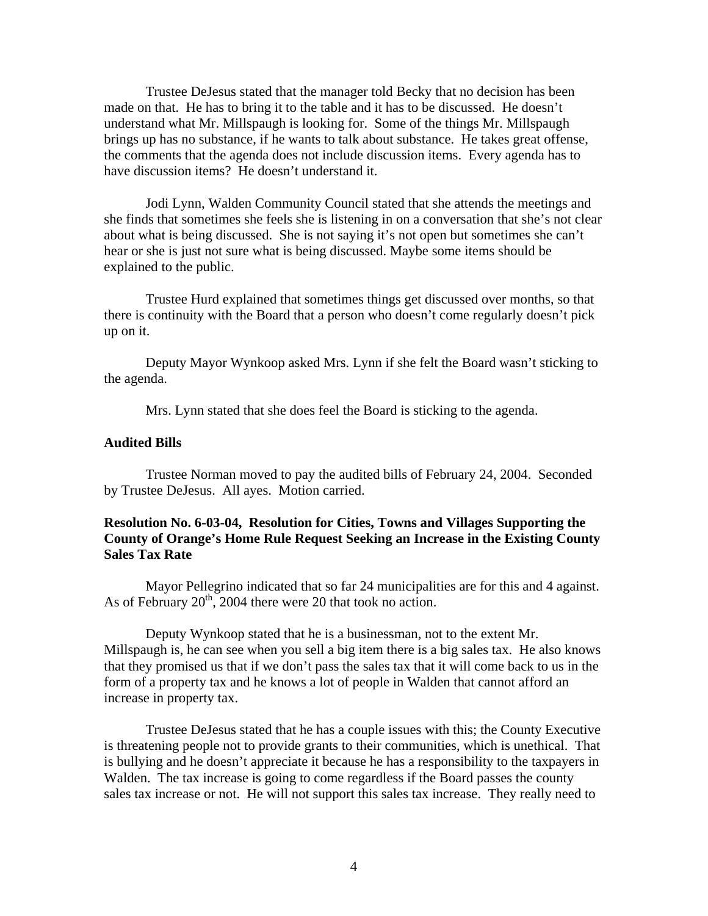Trustee DeJesus stated that the manager told Becky that no decision has been made on that. He has to bring it to the table and it has to be discussed. He doesn't understand what Mr. Millspaugh is looking for. Some of the things Mr. Millspaugh brings up has no substance, if he wants to talk about substance. He takes great offense, the comments that the agenda does not include discussion items. Every agenda has to have discussion items? He doesn't understand it.

Jodi Lynn, Walden Community Council stated that she attends the meetings and she finds that sometimes she feels she is listening in on a conversation that she's not clear about what is being discussed. She is not saying it's not open but sometimes she can't hear or she is just not sure what is being discussed. Maybe some items should be explained to the public.

Trustee Hurd explained that sometimes things get discussed over months, so that there is continuity with the Board that a person who doesn't come regularly doesn't pick up on it.

Deputy Mayor Wynkoop asked Mrs. Lynn if she felt the Board wasn't sticking to the agenda.

Mrs. Lynn stated that she does feel the Board is sticking to the agenda.

**Audited Bills**

Trustee Norman moved to pay the audited bills of February 24, 2004. Seconded by Trustee DeJesus. All ayes. Motion carried.

**Resolution No. 6-03-04, Resolution for Cities, Towns and Villages Supporting the County of Orange's Home Rule Request Seeking an Increase in the Existing County Sales Tax Rate**

Mayor Pellegrino indicated that so far 24 municipalities are for this and 4 against. As of February 20th, 2004 there were 20 that took no action.

Deputy Wynkoop stated that he is a businessman, not to the extent Mr. Millspaugh is, he can see when you sell a big item there is a big sales tax. He also knows that they promised us that if we don't pass the sales tax that it will come back to us in the form of a property tax and he knows a lot of people in Walden that cannot afford an increase in property tax.

Trustee DeJesus stated that he has a couple issues with this; the County Executive is threatening people not to provide grants to their communities, which is unethical. That is bullying and he doesn't appreciate it because he has a responsibility to the taxpayers in Walden. The tax increase is going to come regardless if the Board passes the county sales tax increase or not. He will not support this sales tax increase. They really need to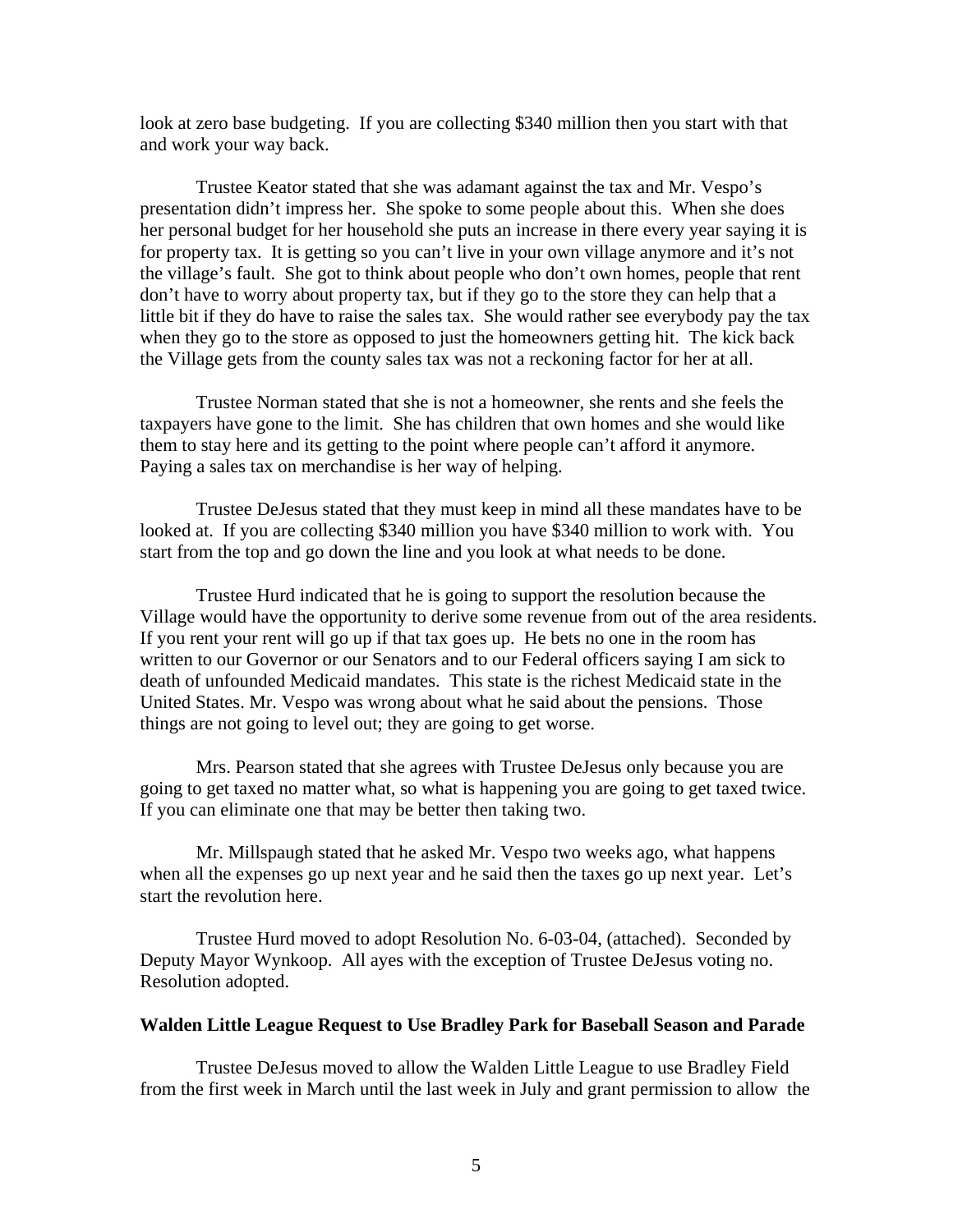look at zero base budgeting. If you are collecting $340 million then you start with that and work your way back.

Trustee Keator stated that she was adamant against the tax and Mr. Vespo's presentation didn't impress her. She spoke to some people about this. When she does her personal budget for her household she puts an increase in there every year saying it is for property tax. It is getting so you can't live in your own village anymore and it's not the village's fault. She got to think about people who don't own homes, people that rent don't have to worry about property tax, but if they go to the store they can help that a little bit if they do have to raise the sales tax. She would rather see everybody pay the tax when they go to the store as opposed to just the homeowners getting hit. The kick back the Village gets from the county sales tax was not a reckoning factor for her at all.

Trustee Norman stated that she is not a homeowner, she rents and she feels the taxpayers have gone to the limit. She has children that own homes and she would like them to stay here and its getting to the point where people can't afford it anymore. Paying a sales tax on merchandise is her way of helping.

Trustee DeJesus stated that they must keep in mind all these mandates have to be looked at. If you are collecting $340 million you have $340 million to work with. You start from the top and go down the line and you look at what needs to be done.

Trustee Hurd indicated that he is going to support the resolution because the Village would have the opportunity to derive some revenue from out of the area residents. If you rent your rent will go up if that tax goes up. He bets no one in the room has written to our Governor or our Senators and to our Federal officers saying I am sick to death of unfounded Medicaid mandates. This state is the richest Medicaid state in the United States. Mr. Vespo was wrong about what he said about the pensions. Those things are not going to level out; they are going to get worse.

Mrs. Pearson stated that she agrees with Trustee DeJesus only because you are going to get taxed no matter what, so what is happening you are going to get taxed twice. If you can eliminate one that may be better then taking two.

Mr. Millspaugh stated that he asked Mr. Vespo two weeks ago, what happens when all the expenses go up next year and he said then the taxes go up next year. Let's start the revolution here.

Trustee Hurd moved to adopt Resolution No. 6-03-04, (attached). Seconded by Deputy Mayor Wynkoop. All ayes with the exception of Trustee DeJesus voting no. Resolution adopted.

**Walden Little League Request to Use Bradley Park for Baseball Season and Parade**

Trustee DeJesus moved to allow the Walden Little League to use Bradley Field from the first week in March until the last week in July and grant permission to allow the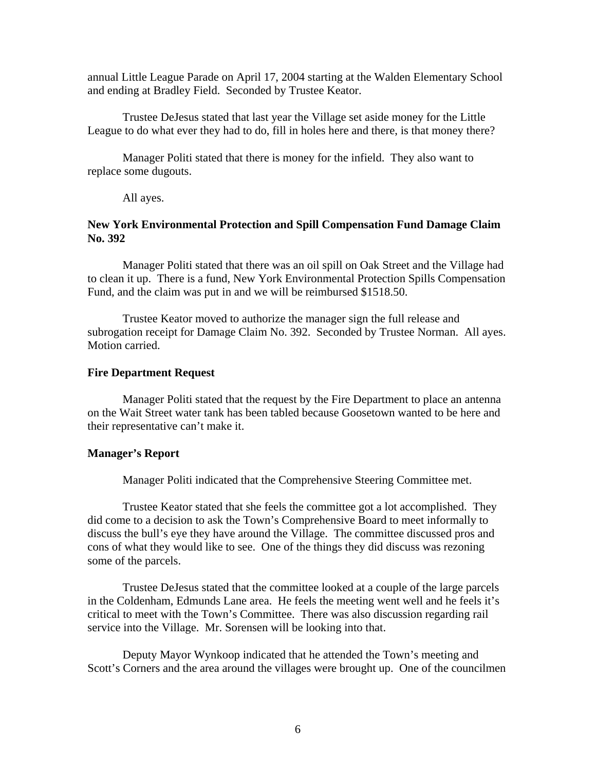annual Little League Parade on April 17, 2004 starting at the Walden Elementary School and ending at Bradley Field. Seconded by Trustee Keator.

Trustee DeJesus stated that last year the Village set aside money for the Little League to do what ever they had to do, fill in holes here and there, is that money there?

Manager Politi stated that there is money for the infield. They also want to replace some dugouts.

All ayes.

**New York Environmental Protection and Spill Compensation Fund Damage Claim No. 392**

Manager Politi stated that there was an oil spill on Oak Street and the Village had to clean it up. There is a fund, New York Environmental Protection Spills Compensation Fund, and the claim was put in and we will be reimbursed $1518.50.

Trustee Keator moved to authorize the manager sign the full release and subrogation receipt for Damage Claim No. 392. Seconded by Trustee Norman. All ayes. Motion carried.

**Fire Department Request**

Manager Politi stated that the request by the Fire Department to place an antenna on the Wait Street water tank has been tabled because Goosetown wanted to be here and their representative can't make it.

**Manager's Report**

Manager Politi indicated that the Comprehensive Steering Committee met.

Trustee Keator stated that she feels the committee got a lot accomplished. They did come to a decision to ask the Town's Comprehensive Board to meet informally to discuss the bull's eye they have around the Village. The committee discussed pros and cons of what they would like to see. One of the things they did discuss was rezoning some of the parcels.

Trustee DeJesus stated that the committee looked at a couple of the large parcels in the Coldenham, Edmunds Lane area. He feels the meeting went well and he feels it's critical to meet with the Town's Committee. There was also discussion regarding rail service into the Village. Mr. Sorensen will be looking into that.

Deputy Mayor Wynkoop indicated that he attended the Town's meeting and Scott's Corners and the area around the villages were brought up. One of the councilmen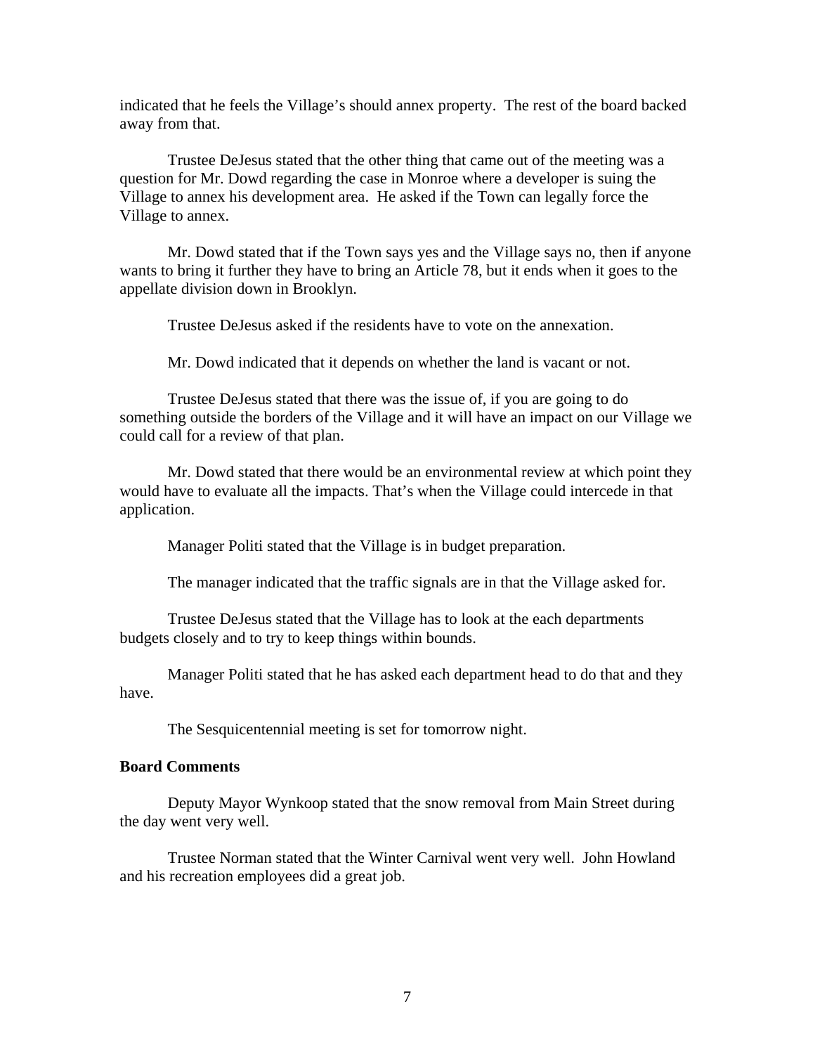indicated that he feels the Village's should annex property. The rest of the board backed away from that.

Trustee DeJesus stated that the other thing that came out of the meeting was a question for Mr. Dowd regarding the case in Monroe where a developer is suing the Village to annex his development area. He asked if the Town can legally force the Village to annex.

Mr. Dowd stated that if the Town says yes and the Village says no, then if anyone wants to bring it further they have to bring an Article 78, but it ends when it goes to the appellate division down in Brooklyn.

Trustee DeJesus asked if the residents have to vote on the annexation.

Mr. Dowd indicated that it depends on whether the land is vacant or not.

Trustee DeJesus stated that there was the issue of, if you are going to do something outside the borders of the Village and it will have an impact on our Village we could call for a review of that plan.

Mr. Dowd stated that there would be an environmental review at which point they would have to evaluate all the impacts. That's when the Village could intercede in that application.

Manager Politi stated that the Village is in budget preparation.

The manager indicated that the traffic signals are in that the Village asked for.

Trustee DeJesus stated that the Village has to look at the each departments budgets closely and to try to keep things within bounds.

Manager Politi stated that he has asked each department head to do that and they have.

The Sesquicentennial meeting is set for tomorrow night.

**Board Comments**

Deputy Mayor Wynkoop stated that the snow removal from Main Street during the day went very well.

Trustee Norman stated that the Winter Carnival went very well. John Howland and his recreation employees did a great job.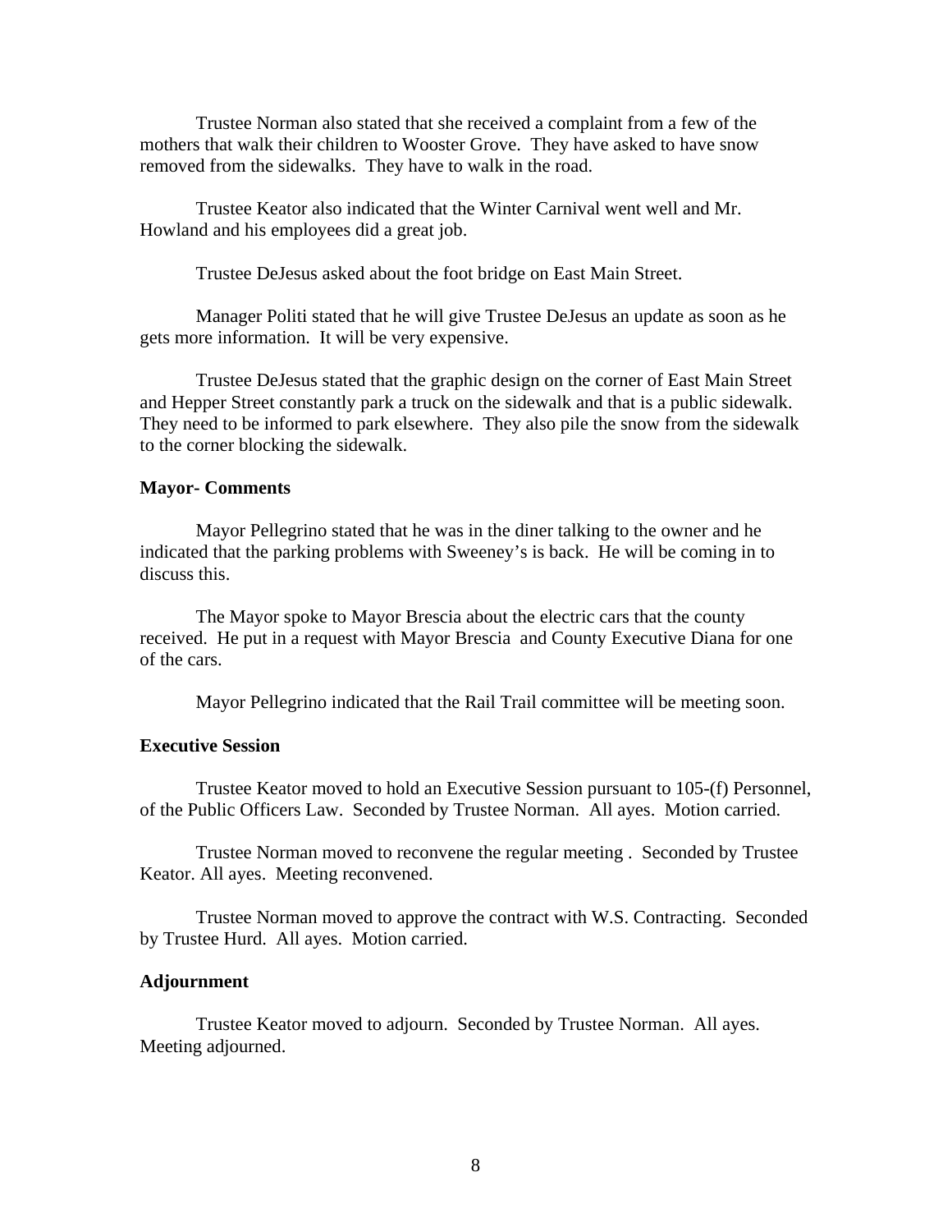Trustee Norman also stated that she received a complaint from a few of the mothers that walk their children to Wooster Grove. They have asked to have snow removed from the sidewalks. They have to walk in the road.

Trustee Keator also indicated that the Winter Carnival went well and Mr. Howland and his employees did a great job.

Trustee DeJesus asked about the foot bridge on East Main Street.

Manager Politi stated that he will give Trustee DeJesus an update as soon as he gets more information. It will be very expensive.

Trustee DeJesus stated that the graphic design on the corner of East Main Street and Hepper Street constantly park a truck on the sidewalk and that is a public sidewalk. They need to be informed to park elsewhere. They also pile the snow from the sidewalk to the corner blocking the sidewalk.

**Mayor- Comments**

Mayor Pellegrino stated that he was in the diner talking to the owner and he indicated that the parking problems with Sweeney's is back. He will be coming in to discuss this.

The Mayor spoke to Mayor Brescia about the electric cars that the county received. He put in a request with Mayor Brescia and County Executive Diana for one of the cars.

Mayor Pellegrino indicated that the Rail Trail committee will be meeting soon.

**Executive Session**

Trustee Keator moved to hold an Executive Session pursuant to 105-(f) Personnel, of the Public Officers Law. Seconded by Trustee Norman. All ayes. Motion carried.

Trustee Norman moved to reconvene the regular meeting . Seconded by Trustee Keator. All ayes. Meeting reconvened.

Trustee Norman moved to approve the contract with W.S. Contracting. Seconded by Trustee Hurd. All ayes. Motion carried.

**Adjournment**

Trustee Keator moved to adjourn. Seconded by Trustee Norman. All ayes. Meeting adjourned.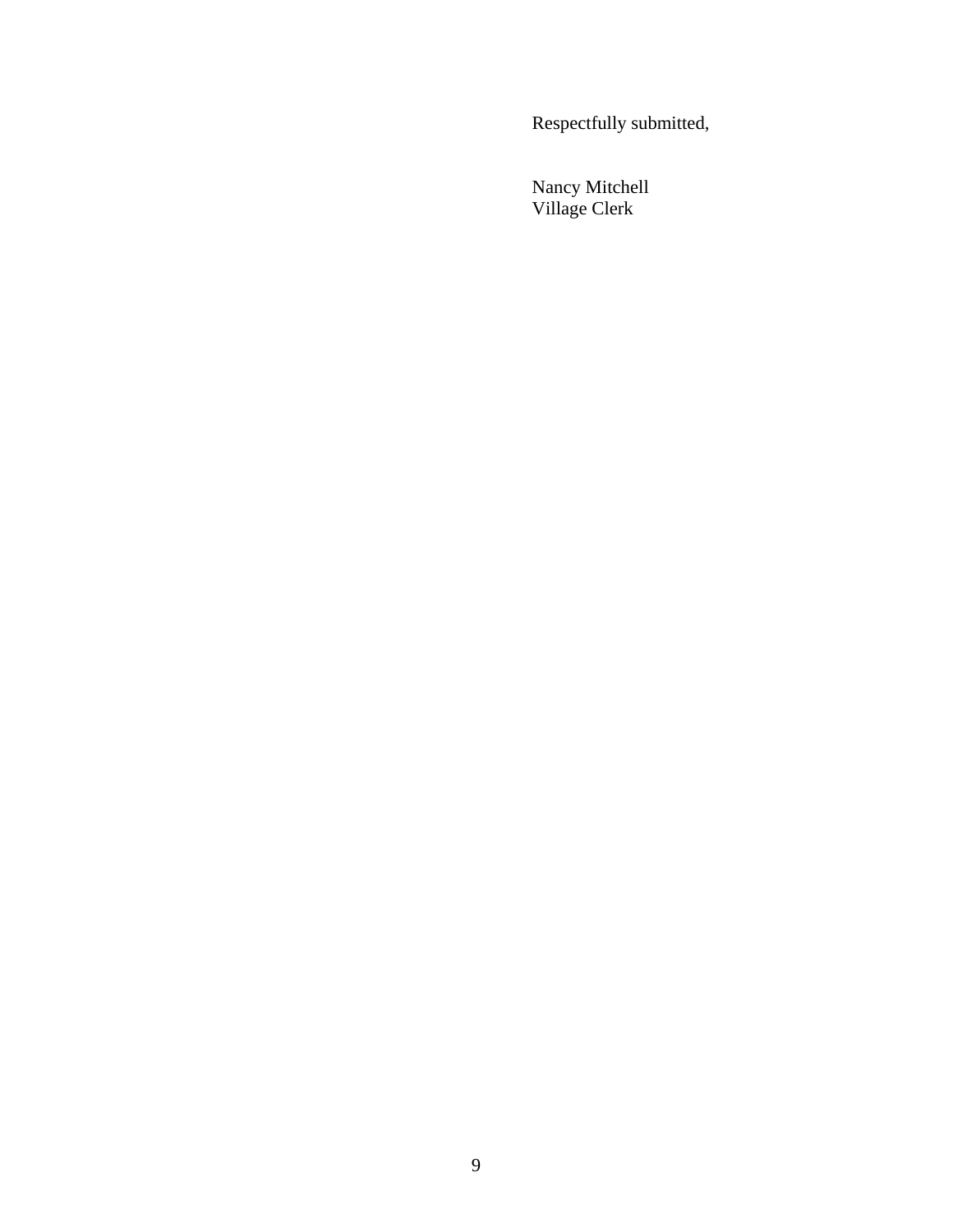Respectfully submitted,

Nancy Mitchell
Village Clerk